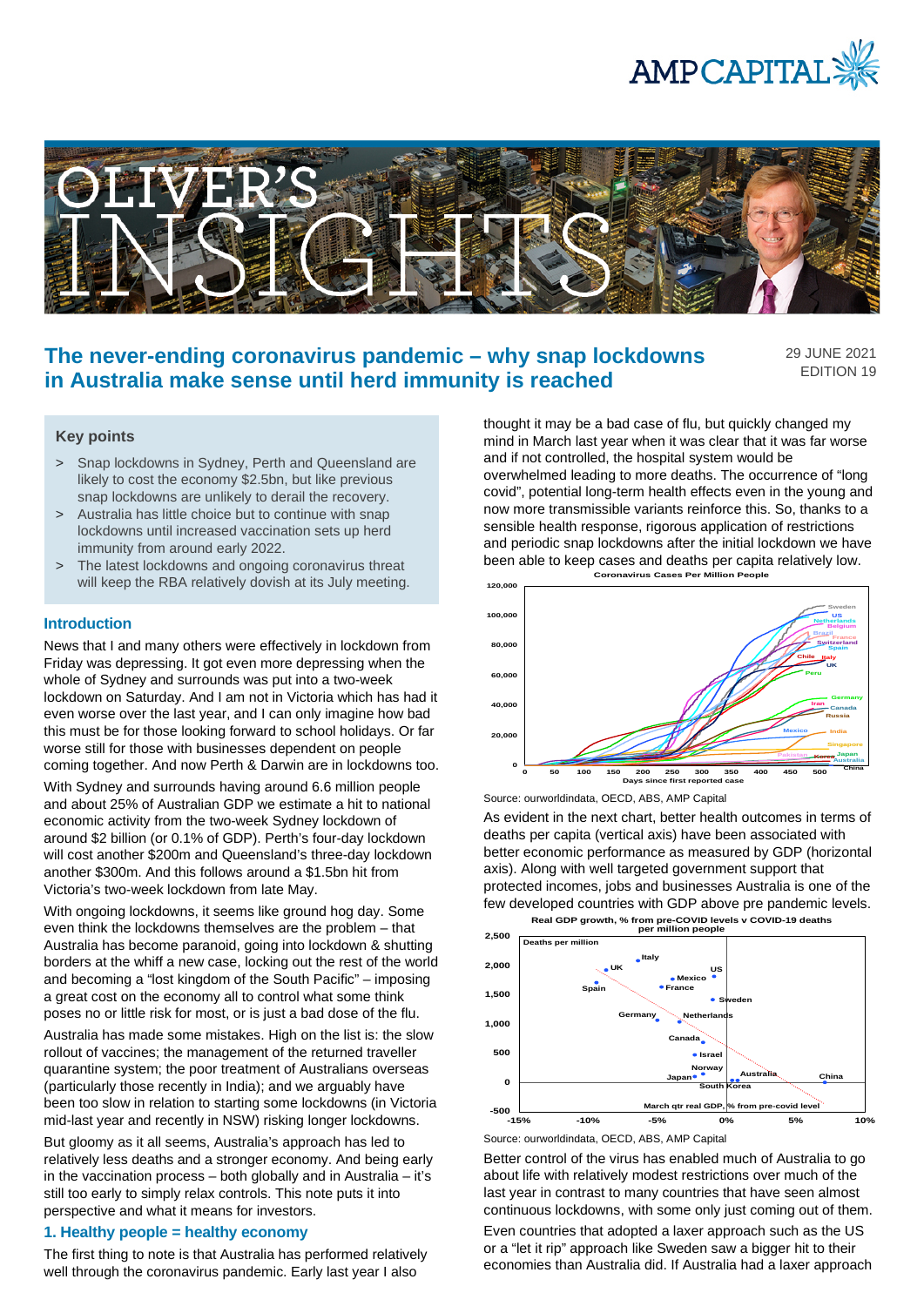# The never-ending coronavirus pandemic – why snap lockdowns in Australia make sense until herd immunity is reached

29 JUNE 2021
EDITION 19

## Key points

- Snap lockdowns in Sydney, Perth and Queensland are likely to cost the economy $2.5bn, but like previous snap lockdowns are unlikely to derail the recovery.
- Australia has little choice but to continue with snap lockdowns until increased vaccination sets up herd immunity from around early 2022.
- The latest lockdowns and ongoing coronavirus threat will keep the RBA relatively dovish at its July meeting.

## Introduction

News that I and many others were effectively in lockdown from Friday was depressing. It got even more depressing when the whole of Sydney and surrounds was put into a two-week lockdown on Saturday. And I am not in Victoria which has had it even worse over the last year, and I can only imagine how bad this must be for those looking forward to school holidays. Or far worse still for those with businesses dependent on people coming together. And now Perth & Darwin are in lockdowns too.

With Sydney and surrounds having around 6.6 million people and about 25% of Australian GDP we estimate a hit to national economic activity from the two-week Sydney lockdown of around $2 billion (or 0.1% of GDP). Perth's four-day lockdown will cost another $200m and Queensland's three-day lockdown another $300m. And this follows around a $1.5bn hit from Victoria's two-week lockdown from late May.

With ongoing lockdowns, it seems like ground hog day. Some even think the lockdowns themselves are the problem – that Australia has become paranoid, going into lockdown & shutting borders at the whiff a new case, locking out the rest of the world and becoming a "lost kingdom of the South Pacific" – imposing a great cost on the economy all to control what some think poses no or little risk for most, or is just a bad dose of the flu.

Australia has made some mistakes. High on the list is: the slow rollout of vaccines; the management of the returned traveller quarantine system; the poor treatment of Australians overseas (particularly those recently in India); and we arguably have been too slow in relation to starting some lockdowns (in Victoria mid-last year and recently in NSW) risking longer lockdowns.

But gloomy as it all seems, Australia's approach has led to relatively less deaths and a stronger economy. And being early in the vaccination process – both globally and in Australia – it's still too early to simply relax controls. This note puts it into perspective and what it means for investors.

## 1. Healthy people = healthy economy

The first thing to note is that Australia has performed relatively well through the coronavirus pandemic. Early last year I also thought it may be a bad case of flu, but quickly changed my mind in March last year when it was clear that it was far worse and if not controlled, the hospital system would be overwhelmed leading to more deaths. The occurrence of "long covid", potential long-term health effects even in the young and now more transmissible variants reinforce this. So, thanks to a sensible health response, rigorous application of restrictions and periodic snap lockdowns after the initial lockdown we have been able to keep cases and deaths per capita relatively low.

Coronavirus Cases Per Million People

Source: ourworldindata, OECD, ABS, AMP Capital

As evident in the next chart, better health outcomes in terms of deaths per capita (vertical axis) have been associated with better economic performance as measured by GDP (horizontal axis). Along with well targeted government support that protected incomes, jobs and businesses Australia is one of the few developed countries with GDP above pre pandemic levels.

Real GDP growth, % from pre-COVID levels v COVID-19 deaths per million people

Source: ourworldindata, OECD, ABS, AMP Capital

Better control of the virus has enabled much of Australia to go about life with relatively modest restrictions over much of the last year in contrast to many countries that have seen almost continuous lockdowns, with some only just coming out of them.

Even countries that adopted a laxer approach such as the US or a "let it rip" approach like Sweden saw a bigger hit to their economies than Australia did. If Australia had a laxer approach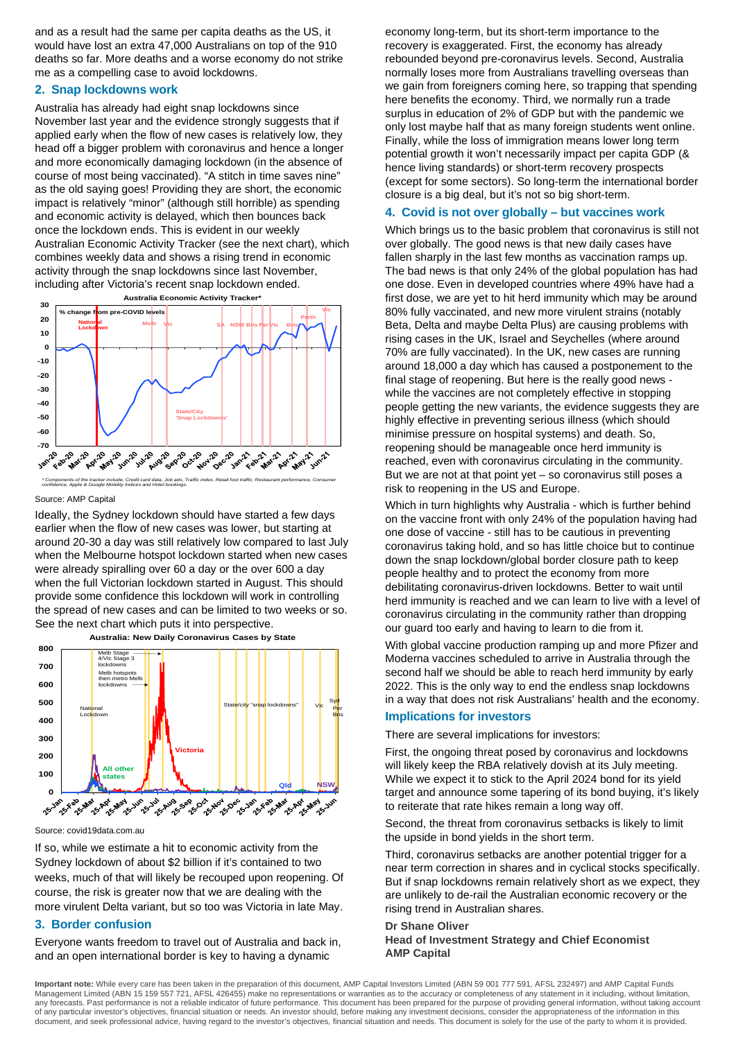and as a result had the same per capita deaths as the US, it would have lost an extra 47,000 Australians on top of the 910 deaths so far. More deaths and a worse economy do not strike me as a compelling case to avoid lockdowns.

## 2. Snap lockdowns work

Australia has already had eight snap lockdowns since November last year and the evidence strongly suggests that if applied early when the flow of new cases is relatively low, they head off a bigger problem with coronavirus and hence a longer and more economically damaging lockdown (in the absence of course of most being vaccinated). "A stitch in time saves nine" as the old saying goes! Providing they are short, the economic impact is relatively "minor" (although still horrible) as spending and economic activity is delayed, which then bounces back once the lockdown ends. This is evident in our weekly Australian Economic Activity Tracker (see the next chart), which combines weekly data and shows a rising trend in economic activity through the snap lockdowns since last November, including after Victoria's recent snap lockdown ended.

Australia Economic Activity Tracker*

% change from pre-COVID levels

30
20
10
0
-10
-20
-30
-40
-50
-60
-70

National Lockdown
Melb
Vic
SA
NSW
Bris
Per
Vic
Bris
Perth
Vic
State/City 'Snap Lockdowns'

Jan-20 Feb-20 Mar-20 Apr-20 May-20 Jun-20 Jul-20 Aug-20 Sep-20 Oct-20 Nov-20 Dec-20 Jan-21 Feb-21 Mar-21 Apr-21 May-21 Jun-21

* Components of the tracker include; Credit card data, Job ads, Traffic index, Retail foot traffic, Restaurant performance, Consumer confidence, Apple & Google Mobility indices and Hotel bookings.

Source: AMP Capital

Ideally, the Sydney lockdown should have started a few days earlier when the flow of new cases was lower, but starting at around 20-30 a day was still relatively low compared to last July when the Melbourne hotspot lockdown started when new cases were already spiralling over 60 a day or the over 600 a day when the full Victorian lockdown started in August. This should provide some confidence this lockdown will work in controlling the spread of new cases and can be limited to two weeks or so. See the next chart which puts it into perspective.

Australia: New Daily Coronavirus Cases by State

800
700
600
500
400
300
200
100
0

Melb Stage 4/Vic Stage 3 lockdowns
Melb hotspots then metro Melb lockdowns
National Lockdown
State/city "snap lockdowns"
Vic
Syd
Per
Bris
Victoria
All other states
Qld
NSW

25-Jan 25-Feb 25-Mar 25-Apr 25-May 25-Jun 25-Jul 25-Aug 25-Sep 25-Oct 25-Nov 25-Dec 25-Jan 25-Feb 25-Mar 25-Apr 25-May 25-Jun

Source: covid19data.com.au

If so, while we estimate a hit to economic activity from the Sydney lockdown of about $2 billion if it's contained to two weeks, much of that will likely be recouped upon reopening. Of course, the risk is greater now that we are dealing with the more virulent Delta variant, but so too was Victoria in late May.

## 3. Border confusion

Everyone wants freedom to travel out of Australia and back in, and an open international border is key to having a dynamic economy long-term, but its short-term importance to the recovery is exaggerated. First, the economy has already rebounded beyond pre-coronavirus levels. Second, Australia normally loses more from Australians travelling overseas than we gain from foreigners coming here, so trapping that spending here benefits the economy. Third, we normally run a trade surplus in education of 2% of GDP but with the pandemic we only lost maybe half that as many foreign students went online. Finally, while the loss of immigration means lower long term potential growth it won't necessarily impact per capita GDP (& hence living standards) or short-term recovery prospects (except for some sectors). So long-term the international border closure is a big deal, but it's not so big short-term.

## 4. Covid is not over globally – but vaccines work

Which brings us to the basic problem that coronavirus is still not over globally. The good news is that new daily cases have fallen sharply in the last few months as vaccination ramps up. The bad news is that only 24% of the global population has had one dose. Even in developed countries where 49% have had a first dose, we are yet to hit herd immunity which may be around 80% fully vaccinated, and new more virulent strains (notably Beta, Delta and maybe Delta Plus) are causing problems with rising cases in the UK, Israel and Seychelles (where around 70% are fully vaccinated). In the UK, new cases are running around 18,000 a day which has caused a postponement to the final stage of reopening. But here is the really good news - while the vaccines are not completely effective in stopping people getting the new variants, the evidence suggests they are highly effective in preventing serious illness (which should minimise pressure on hospital systems) and death. So, reopening should be manageable once herd immunity is reached, even with coronavirus circulating in the community. But we are not at that point yet – so coronavirus still poses a risk to reopening in the US and Europe.

Which in turn highlights why Australia - which is further behind on the vaccine front with only 24% of the population having had one dose of vaccine - still has to be cautious in preventing coronavirus taking hold, and so has little choice but to continue down the snap lockdown/global border closure path to keep people healthy and to protect the economy from more debilitating coronavirus-driven lockdowns. Better to wait until herd immunity is reached and we can learn to live with a level of coronavirus circulating in the community rather than dropping our guard too early and having to learn to die from it.

With global vaccine production ramping up and more Pfizer and Moderna vaccines scheduled to arrive in Australia through the second half we should be able to reach herd immunity by early 2022. This is the way to end the endless snap lockdowns in a way that does not risk Australians' health and the economy.

## Implications for investors

There are several implications for investors:

First, the ongoing threat posed by coronavirus and lockdowns will likely keep the RBA relatively dovish at its July meeting. While we expect it to stick to the April 2024 bond for its yield target and announce some tapering of its bond buying, it's likely to reiterate that rate hikes remain a long way off.

Second, the threat from coronavirus setbacks is likely to limit the upside in bond yields in the short term.

Third, coronavirus setbacks are another potential trigger for a near term correction in shares and in cyclical stocks specifically. But if snap lockdowns remain relatively short as we expect, they are unlikely to de-rail the Australian economic recovery or the rising trend in Australian shares.

**Dr Shane Oliver**
**Head of Investment Strategy and Chief Economist**
**AMP Capital**

**Important note:** While every care has been taken in the preparation of this document, AMP Capital Investors Limited (ABN 59 001 777 591, AFSL 232497) and AMP Capital Funds Management Limited (ABN 15 159 557 721, AFSL 426455) make no representations or warranties as to the accuracy or completeness of any statement in it including, without limitation, any forecasts. Past performance is not a reliable indicator of future performance. This document has been prepared for the purpose of providing general information, without taking account of any particular investor's objectives, financial situation or needs. An investor should, before making any investment decisions, consider the appropriateness of the information in this document, and seek professional advice, having regard to the investor's objectives, financial situation and needs. This document is solely for the use of the party to whom it is provided.